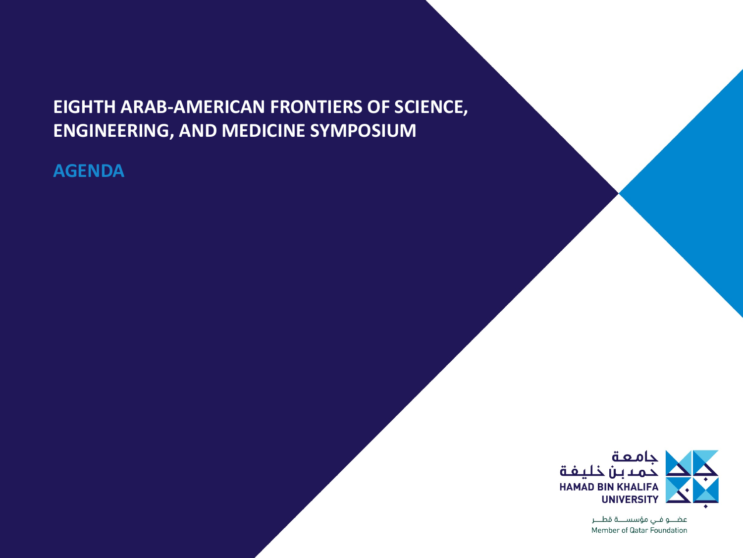# EIGHTH ARAB-AMERICAN FRONTIERS OF SCIENCE, ENGINEERING, AND MEDICINE SYMPOSIUM

## AGENDA

جامعة حمد بن خليفة
HAMAD BIN KHALIFA UNIVERSITY

عضو في مؤسسة قطر
Member of Qatar Foundation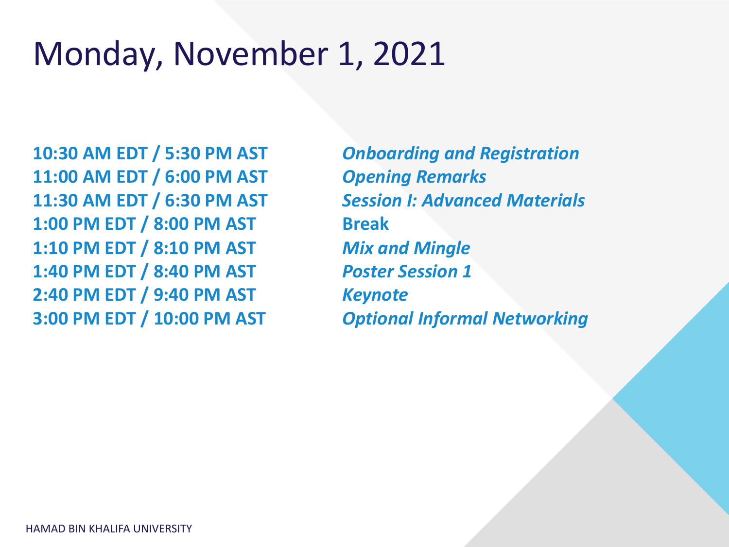# Monday, November 1, 2021

| | |
|---|---|
| **10:30 AM EDT / 5:30 PM AST** | ***Onboarding and Registration*** |
| **11:00 AM EDT / 6:00 PM AST** | ***Opening Remarks*** |
| **11:30 AM EDT / 6:30 PM AST** | ***Session I: Advanced Materials*** |
| **1:00 PM EDT / 8:00 PM AST** | **Break** |
| **1:10 PM EDT / 8:10 PM AST** | ***Mix and Mingle*** |
| **1:40 PM EDT / 8:40 PM AST** | ***Poster Session 1*** |
| **2:40 PM EDT / 9:40 PM AST** | ***Keynote*** |
| **3:00 PM EDT / 10:00 PM AST** | ***Optional Informal Networking*** |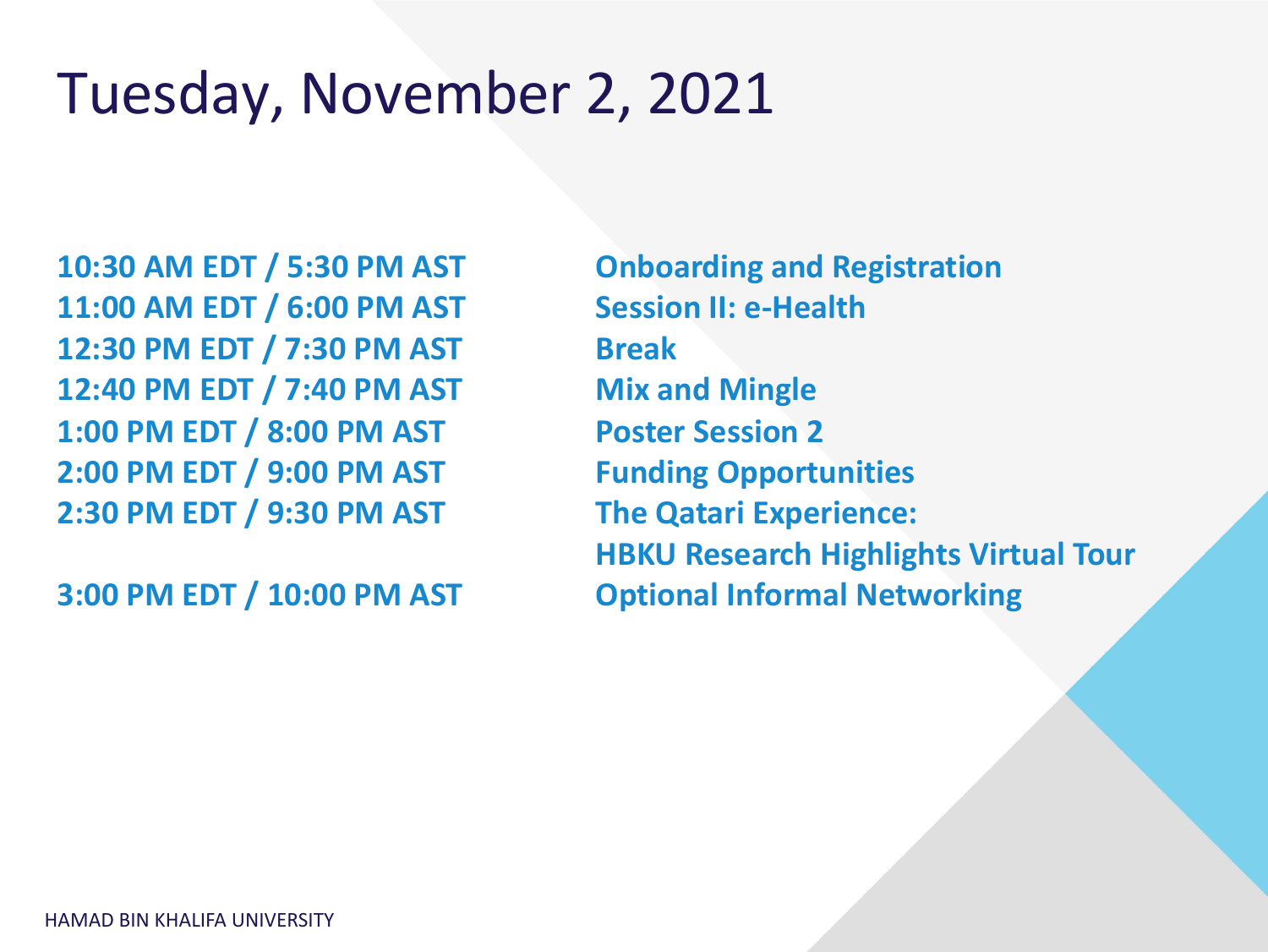# Tuesday, November 2, 2021

| Time | Event |
| --- | --- |
| **10:30 AM EDT / 5:30 PM AST** | **Onboarding and Registration** |
| **11:00 AM EDT / 6:00 PM AST** | **Session II: e-Health** |
| **12:30 PM EDT / 7:30 PM AST** | **Break** |
| **12:40 PM EDT / 7:40 PM AST** | **Mix and Mingle** |
| **1:00 PM EDT / 8:00 PM AST** | **Poster Session 2** |
| **2:00 PM EDT / 9:00 PM AST** | **Funding Opportunities** |
| **2:30 PM EDT / 9:30 PM AST** | **The Qatari Experience: HBKU Research Highlights Virtual Tour** |
| **3:00 PM EDT / 10:00 PM AST** | **Optional Informal Networking** |

HAMAD BIN KHALIFA UNIVERSITY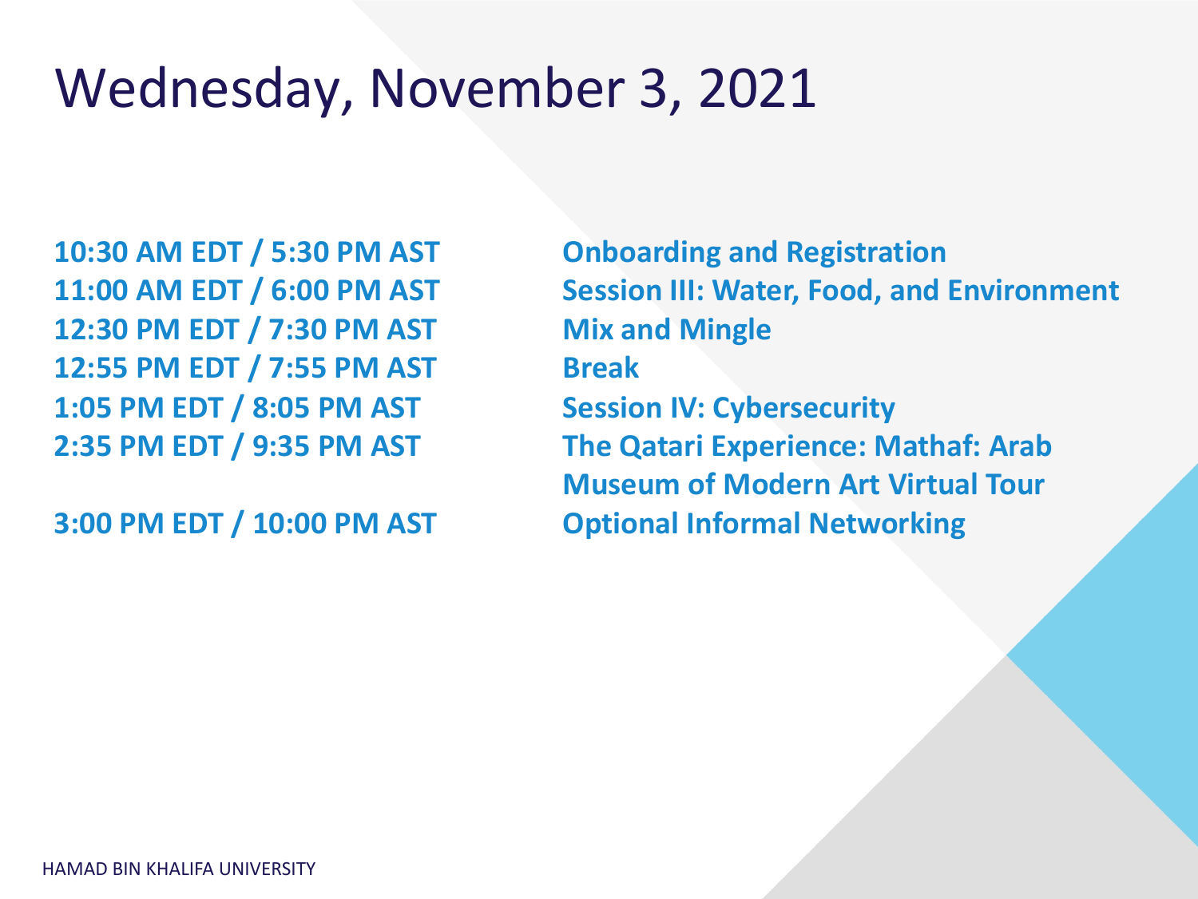# Wednesday, November 3, 2021

| | |
|---|---|
| **10:30 AM EDT / 5:30 PM AST** | **Onboarding and Registration** |
| **11:00 AM EDT / 6:00 PM AST** | **Session III: Water, Food, and Environment** |
| **12:30 PM EDT / 7:30 PM AST** | **Mix and Mingle** |
| **12:55 PM EDT / 7:55 PM AST** | **Break** |
| **1:05 PM EDT / 8:05 PM AST** | **Session IV: Cybersecurity** |
| **2:35 PM EDT / 9:35 PM AST** | **The Qatari Experience: Mathaf: Arab Museum of Modern Art Virtual Tour** |
| **3:00 PM EDT / 10:00 PM AST** | **Optional Informal Networking** |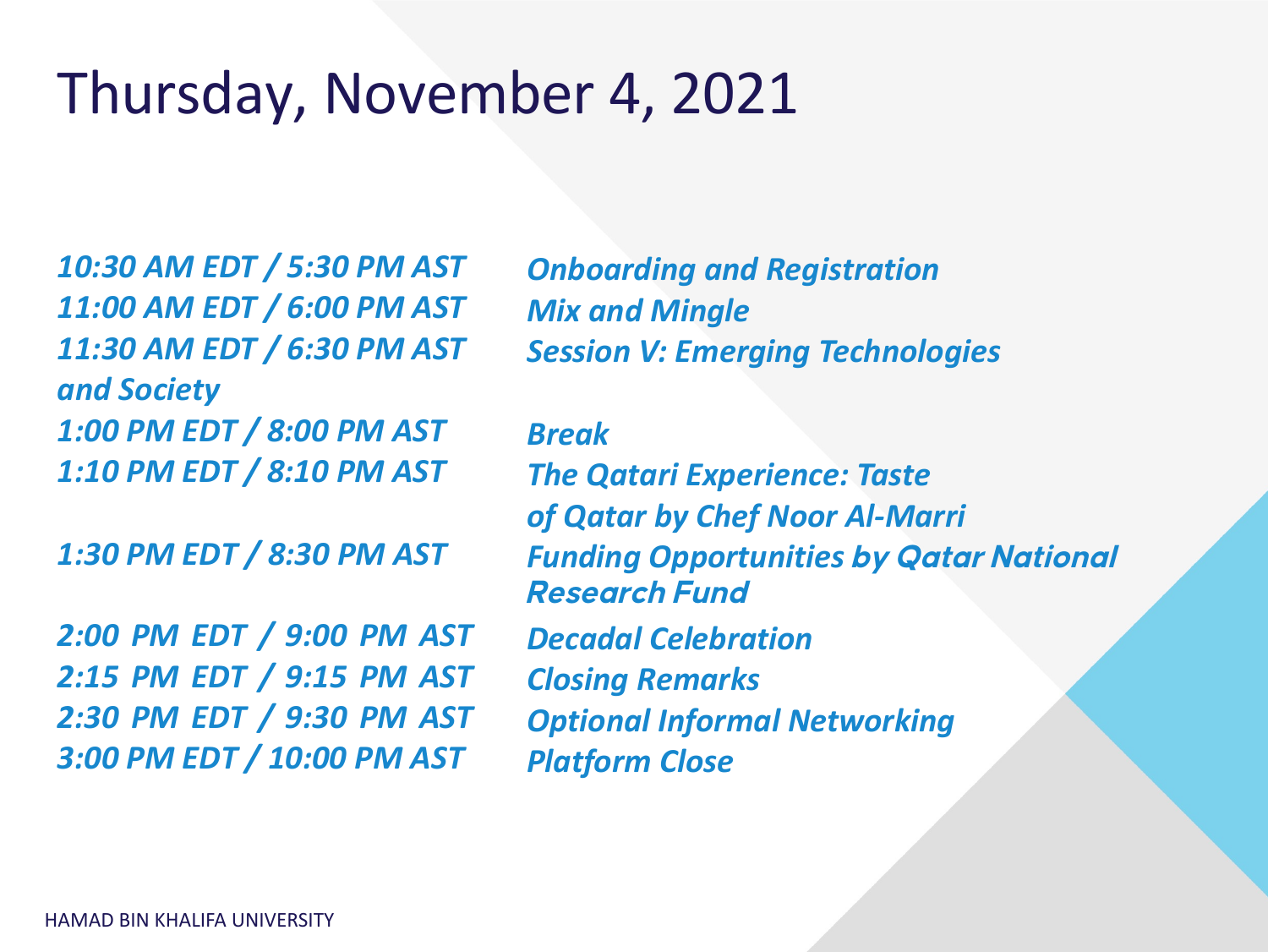# Thursday, November 4, 2021

| | |
|---|---|
| *10:30 AM EDT / 5:30 PM AST* | *Onboarding and Registration* |
| *11:00 AM EDT / 6:00 PM AST* | *Mix and Mingle* |
| *11:30 AM EDT / 6:30 PM AST* | *Session V: Emerging Technologies and Society* |
| *1:00 PM EDT / 8:00 PM AST* | *Break* |
| *1:10 PM EDT / 8:10 PM AST* | *The Qatari Experience: Taste of Qatar by Chef Noor Al-Marri* |
| *1:30 PM EDT / 8:30 PM AST* | *Funding Opportunities by Qatar National Research Fund* |
| *2:00 PM EDT / 9:00 PM AST* | *Decadal Celebration* |
| *2:15 PM EDT / 9:15 PM AST* | *Closing Remarks* |
| *2:30 PM EDT / 9:30 PM AST* | *Optional Informal Networking* |
| *3:00 PM EDT / 10:00 PM AST* | *Platform Close* |